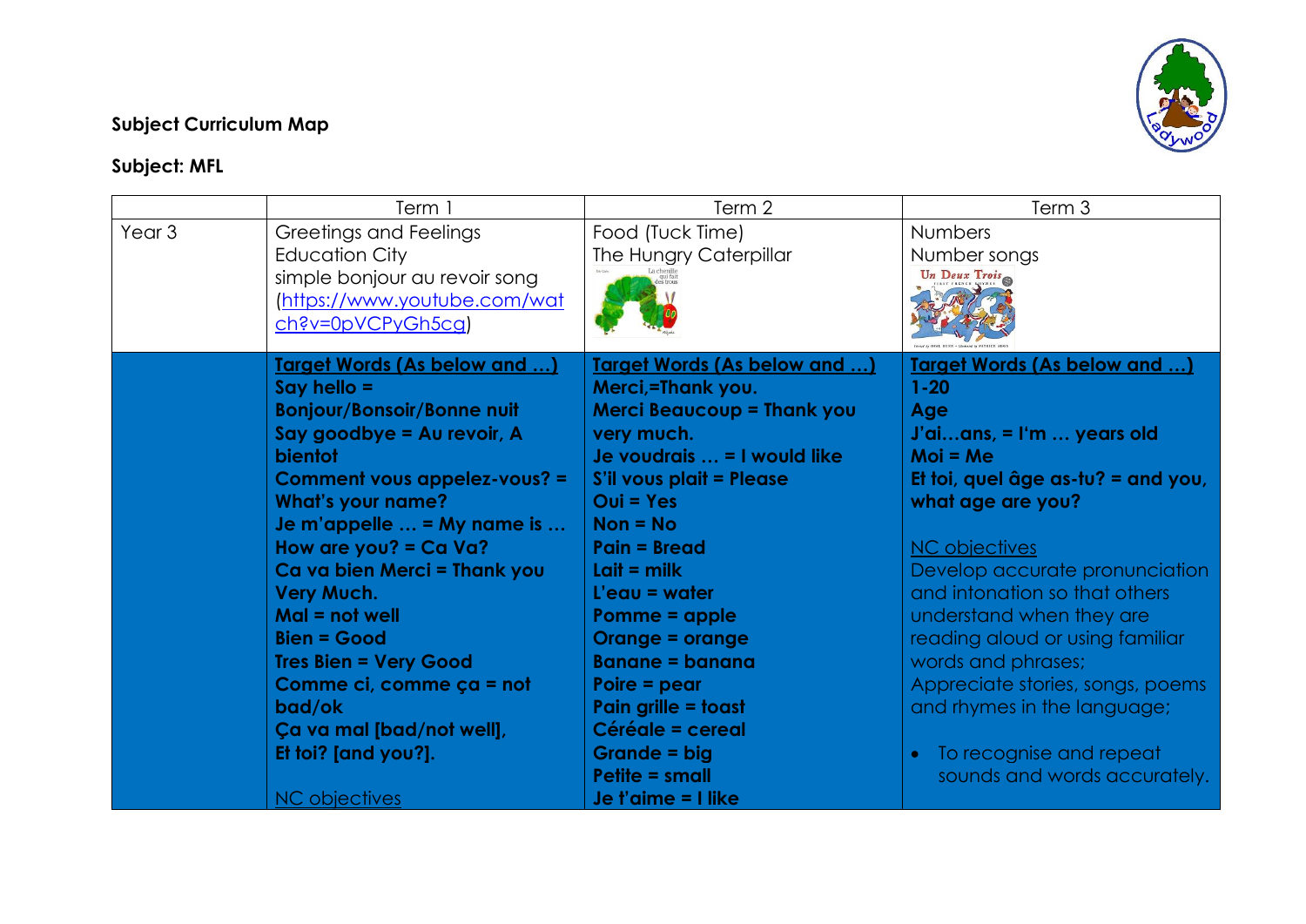**Subject Curriculum Map**

**Subject: MFL**

| | Term 1 | Term 2 | Term 3 |
|---|---|---|---|
| Year 3 | Greetings and Feelings<br>Education City<br>simple bonjour au revoir song<br>([https://www.youtube.com/watch?v=0pVCPyGh5cg](https://www.youtube.com/watch?v=0pVCPyGh5cg)) | Food (Tuck Time)<br>The Hungry Caterpillar | Numbers<br>Number songs |
| | **<u>Target Words (As below and …)</u>**<br>**Say hello = Bonjour/Bonsoir/Bonne nuit**<br>**Say goodbye = Au revoir, A bientot**<br>**Comment vous appelez-vous? = What's your name?**<br>**Je m'appelle … = My name is …**<br>**How are you? = Ca Va?**<br>**Ca va bien Merci = Thank you Very Much.**<br>**Mal = not well**<br>**Bien = Good**<br>**Tres Bien = Very Good**<br>**Comme ci, comme ça = not bad/ok**<br>**Ça va mal [bad/not well],**<br>**Et toi? [and you?].**<br><br><u>NC objectives</u> | **<u>Target Words (As below and …)</u>**<br>**Merci,=Thank you.**<br>**Merci Beaucoup = Thank you very much.**<br>**Je voudrais … = I would like**<br>**S'il vous plait = Please**<br>**Oui = Yes**<br>**Non = No**<br>**Pain = Bread**<br>**Lait = milk**<br>**L'eau = water**<br>**Pomme = apple**<br>**Orange = orange**<br>**Banane = banana**<br>**Poire = pear**<br>**Pain grille = toast**<br>**Céréale = cereal**<br>**Grande = big**<br>**Petite = small**<br>**Je t'aime = I like** | **<u>Target Words (As below and …)</u>**<br>**1-20**<br>**Age**<br>**J'ai…ans, = I'm … years old**<br>**Moi = Me**<br>**Et toi, quel âge as-tu? = and you, what age are you?**<br><br><u>NC objectives</u><br>Develop accurate pronunciation and intonation so that others understand when they are reading aloud or using familiar words and phrases;<br>Appreciate stories, songs, poems and rhymes in the language;<br><br>• To recognise and repeat sounds and words accurately. |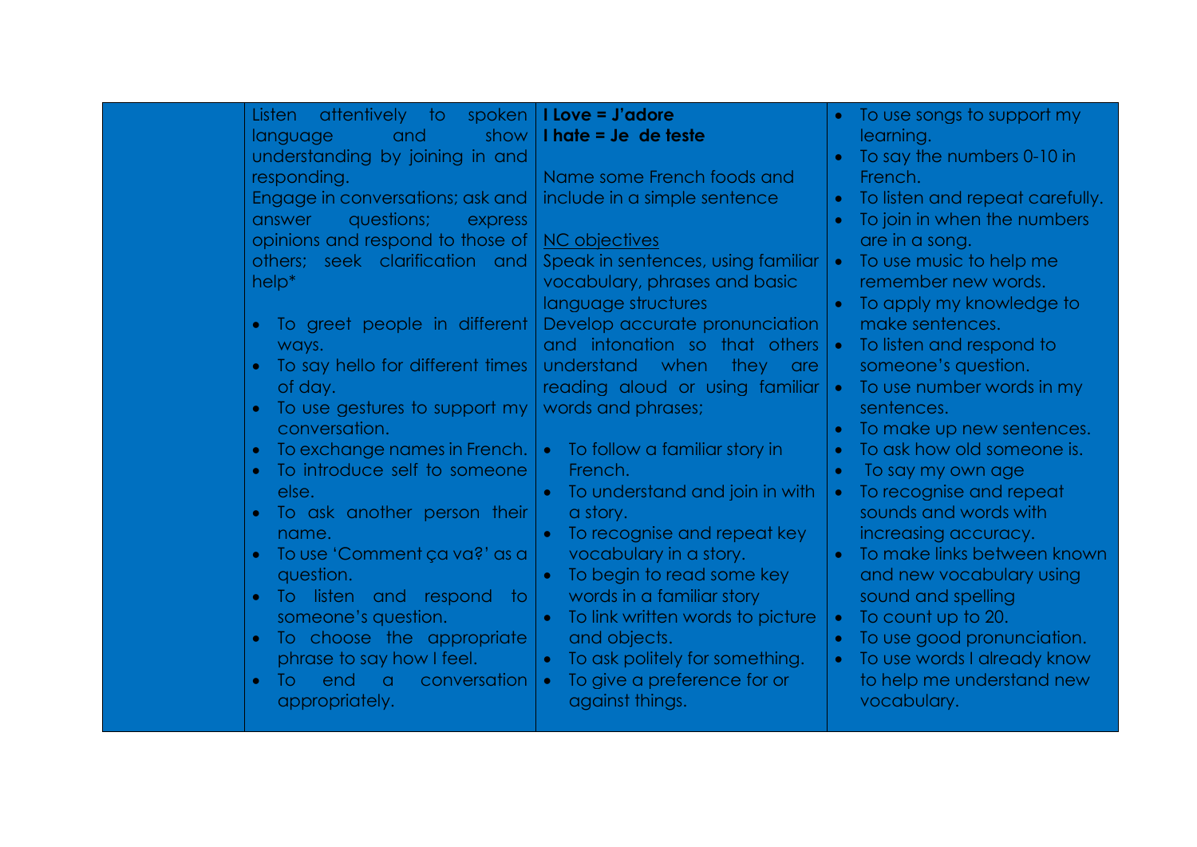|  | Listen attentively to spoken language and show understanding by joining in and responding.<br>Engage in conversations; ask and answer questions; express opinions and respond to those of others; seek clarification and help*<br><br>• To greet people in different ways.<br>• To say hello for different times of day.<br>• To use gestures to support my conversation.<br>• To exchange names in French.<br>• To introduce self to someone else.<br>• To ask another person their name.<br>• To use 'Comment ça va?' as a question.<br>• To listen and respond to someone's question.<br>• To choose the appropriate phrase to say how I feel.<br>• To end a conversation appropriately. | **I Love = J'adore**<br>**I hate = Je de teste**<br><br>Name some French foods and include in a simple sentence<br><br>NC objectives<br>Speak in sentences, using familiar vocabulary, phrases and basic language structures<br>Develop accurate pronunciation and intonation so that others understand when they are reading aloud or using familiar words and phrases;<br><br>• To follow a familiar story in French.<br>• To understand and join in with a story.<br>• To recognise and repeat key vocabulary in a story.<br>• To begin to read some key words in a familiar story<br>• To link written words to picture and objects.<br>• To ask politely for something.<br>• To give a preference for or against things. | • To use songs to support my learning.<br>• To say the numbers 0-10 in French.<br>• To listen and repeat carefully.<br>• To join in when the numbers are in a song.<br>• To use music to help me remember new words.<br>• To apply my knowledge to make sentences.<br>• To listen and respond to someone's question.<br>• To use number words in my sentences.<br>• To make up new sentences.<br>• To ask how old someone is.<br>• To say my own age<br>• To recognise and repeat sounds and words with increasing accuracy.<br>• To make links between known and new vocabulary using sound and spelling<br>• To count up to 20.<br>• To use good pronunciation.<br>• To use words I already know to help me understand new vocabulary. |
|---|---|---|---|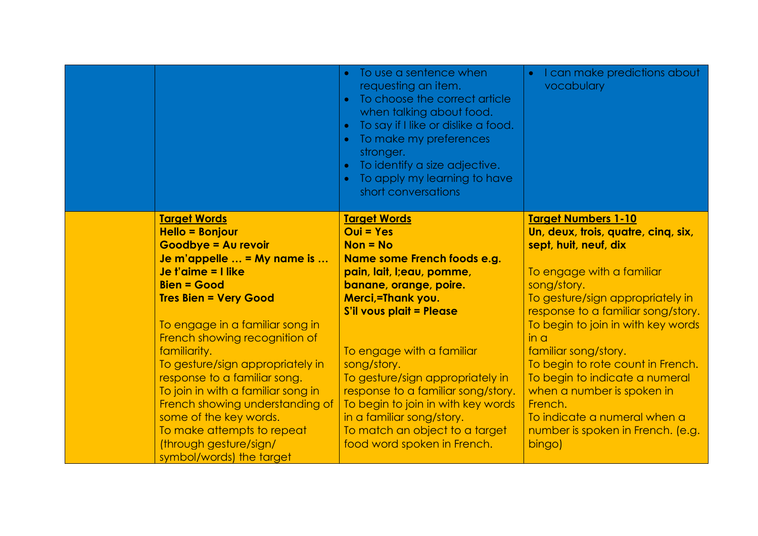| | | | |
|---|---|---|---|
| | | • To use a sentence when requesting an item.<br>• To choose the correct article when talking about food.<br>• To say if I like or dislike a food.<br>• To make my preferences stronger.<br>• To identify a size adjective.<br>• To apply my learning to have short conversations | • I can make predictions about vocabulary |
| | **Target Words**<br>**Hello = Bonjour**<br>**Goodbye = Au revoir**<br>**Je m'appelle … = My name is …**<br>**Je t'aime = I like**<br>**Bien = Good**<br>**Tres Bien = Very Good**<br><br>To engage in a familiar song in French showing recognition of familiarity.<br>To gesture/sign appropriately in response to a familiar song.<br>To join in with a familiar song in French showing understanding of some of the key words.<br>To make attempts to repeat (through gesture/sign/ symbol/words) the target | **Target Words**<br>**Oui = Yes**<br>**Non = No**<br>**Name some French foods e.g. pain, lait, l;eau, pomme, banane, orange, poire.**<br>**Merci,=Thank you.**<br>**S'il vous plait = Please**<br><br>To engage with a familiar song/story.<br>To gesture/sign appropriately in response to a familiar song/story.<br>To begin to join in with key words in a familiar song/story.<br>To match an object to a target food word spoken in French. | **Target Numbers 1-10**<br>**Un, deux, trois, quatre, cinq, six, sept, huit, neuf, dix**<br><br>To engage with a familiar song/story.<br>To gesture/sign appropriately in response to a familiar song/story.<br>To begin to join in with key words in a familiar song/story.<br>To begin to rote count in French.<br>To begin to indicate a numeral when a number is spoken in French.<br>To indicate a numeral when a number is spoken in French. (e.g. bingo) |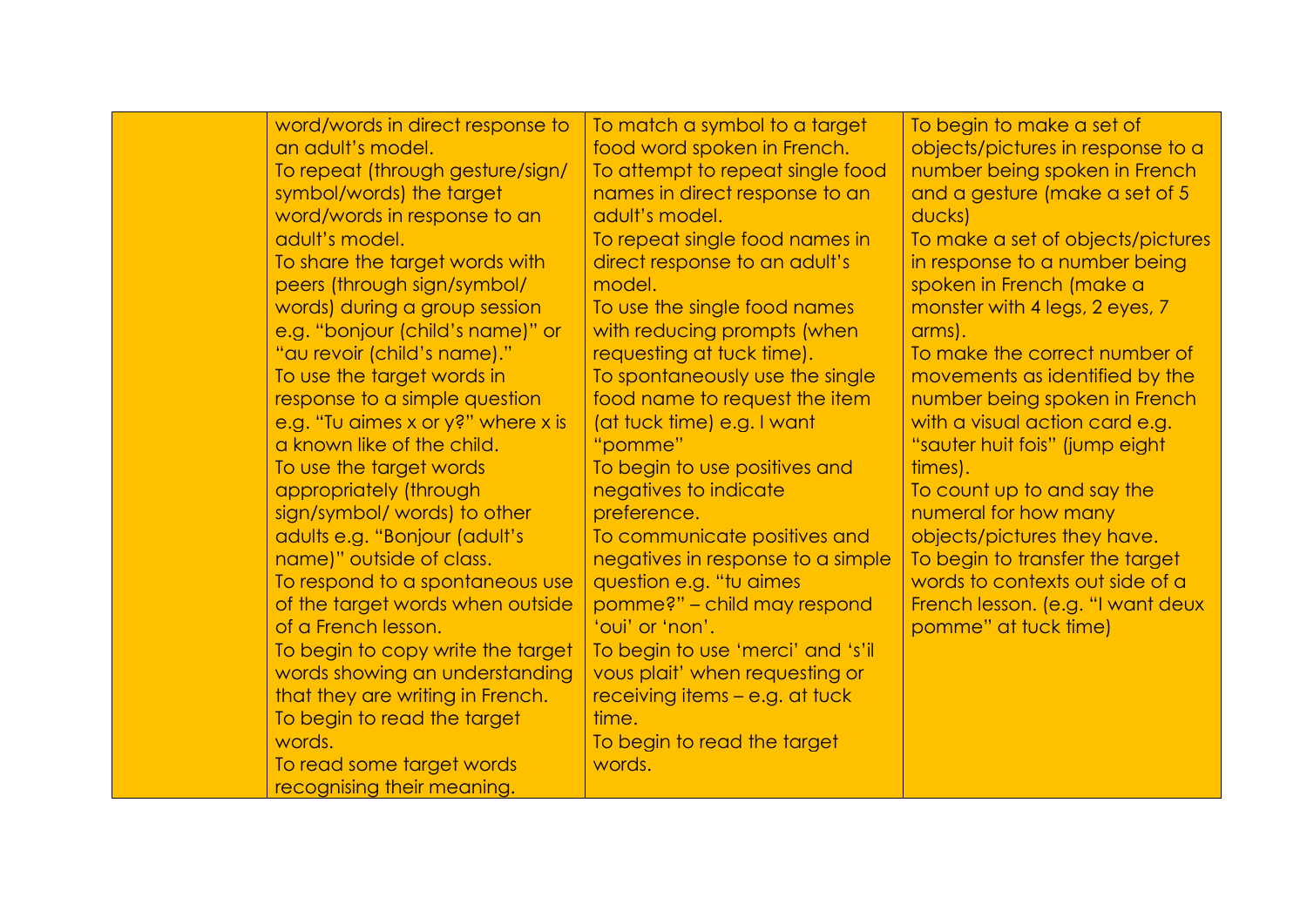| | | | |
|---|---|---|---|
| | word/words in direct response to an adult's model.<br>To repeat (through gesture/sign/ symbol/words) the target word/words in response to an adult's model.<br>To share the target words with peers (through sign/symbol/ words) during a group session e.g. "bonjour (child's name)" or "au revoir (child's name)."<br>To use the target words in response to a simple question e.g. "Tu aimes x or y?" where x is a known like of the child.<br>To use the target words appropriately (through sign/symbol/ words) to other adults e.g. "Bonjour (adult's name)" outside of class.<br>To respond to a spontaneous use of the target words when outside of a French lesson.<br>To begin to copy write the target words showing an understanding that they are writing in French.<br>To begin to read the target words.<br>To read some target words recognising their meaning. | To match a symbol to a target food word spoken in French.<br>To attempt to repeat single food names in direct response to an adult's model.<br>To repeat single food names in direct response to an adult's model.<br>To use the single food names with reducing prompts (when requesting at tuck time).<br>To spontaneously use the single food name to request the item (at tuck time) e.g. I want "pomme"<br>To begin to use positives and negatives to indicate preference.<br>To communicate positives and negatives in response to a simple question e.g. "tu aimes pomme?" – child may respond 'oui' or 'non'.<br>To begin to use 'merci' and 's'il vous plait' when requesting or receiving items – e.g. at tuck time.<br>To begin to read the target words. | To begin to make a set of objects/pictures in response to a number being spoken in French and a gesture (make a set of 5 ducks)<br>To make a set of objects/pictures in response to a number being spoken in French (make a monster with 4 legs, 2 eyes, 7 arms).<br>To make the correct number of movements as identified by the number being spoken in French with a visual action card e.g. "sauter huit fois" (jump eight times).<br>To count up to and say the numeral for how many objects/pictures they have.<br>To begin to transfer the target words to contexts out side of a French lesson. (e.g. "I want deux pomme" at tuck time) |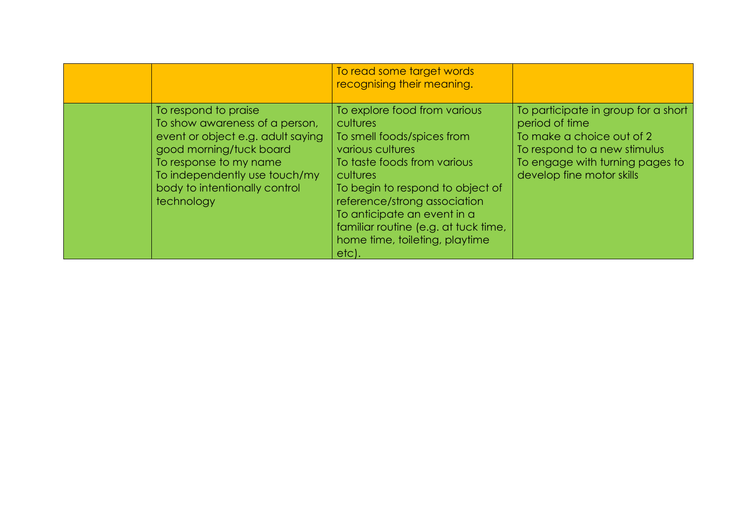|  |  |  |  |
|---|---|---|---|
|  |  | To read some target words recognising their meaning. |  |
|  | To respond to praise<br>To show awareness of a person, event or object e.g. adult saying good morning/tuck board<br>To response to my name<br>To independently use touch/my body to intentionally control technology | To explore food from various cultures<br>To smell foods/spices from various cultures<br>To taste foods from various cultures<br>To begin to respond to object of reference/strong association<br>To anticipate an event in a familiar routine (e.g. at tuck time, home time, toileting, playtime etc). | To participate in group for a short period of time<br>To make a choice out of 2<br>To respond to a new stimulus<br>To engage with turning pages to develop fine motor skills |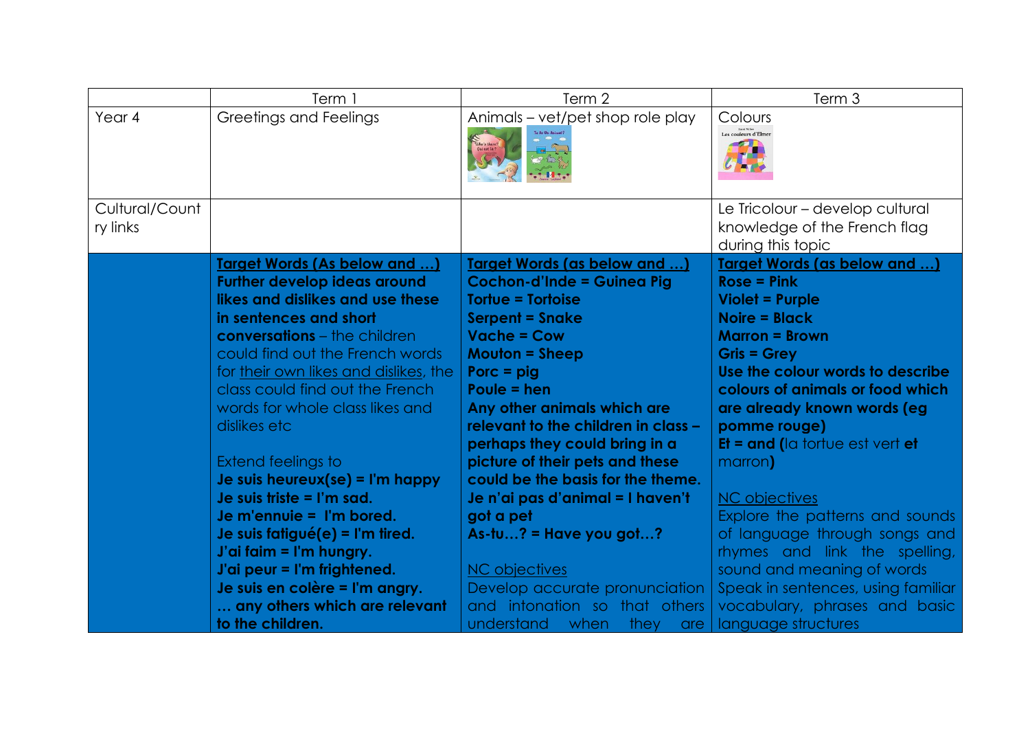| | Term 1 | Term 2 | Term 3 |
|---|---|---|---|
| Year 4 | Greetings and Feelings | Animals – vet/pet shop role play | Colours |
| Cultural/Country links | | | Le Tricolour – develop cultural knowledge of the French flag during this topic |
| | **<u>Target Words (As below and …)</u>**<br>**Further develop ideas around likes and dislikes and use these in sentences and short conversations** – the children could find out the French words for <u>their own likes and dislikes</u>, the class could find out the French words for whole class likes and dislikes etc<br><br>Extend feelings to<br>**Je suis heureux(se) = I'm happy**<br>**Je suis triste = I'm sad.**<br>**Je m'ennuie = I'm bored.**<br>**Je suis fatigué(e) = I'm tired.**<br>**J'ai faim = I'm hungry.**<br>**J'ai peur = I'm frightened.**<br>**Je suis en colère = I'm angry.**<br>**… any others which are relevant to the children.** | **<u>Target Words (as below and …)</u>**<br>**Cochon-d'Inde = Guinea Pig**<br>**Tortue = Tortoise**<br>**Serpent = Snake**<br>**Vache = Cow**<br>**Mouton = Sheep**<br>**Porc = pig**<br>**Poule = hen**<br>**Any other animals which are relevant to the children in class – perhaps they could bring in a picture of their pets and these could be the basis for the theme.**<br>**Je n'ai pas d'animal = I haven't got a pet**<br>**As-tu…? = Have you got…?**<br><br><u>NC objectives</u><br>Develop accurate pronunciation and intonation so that others understand when they are | **<u>Target Words (as below and …)</u>**<br>**Rose = Pink**<br>**Violet = Purple**<br>**Noire = Black**<br>**Marron = Brown**<br>**Gris = Grey**<br>**Use the colour words to describe colours of animals or food which are already known words (eg pomme rouge)**<br>**Et = and (**la tortue est vert **et** marron**)**<br><br><u>NC objectives</u><br>Explore the patterns and sounds of language through songs and rhymes and link the spelling, sound and meaning of words<br>Speak in sentences, using familiar vocabulary, phrases and basic language structures |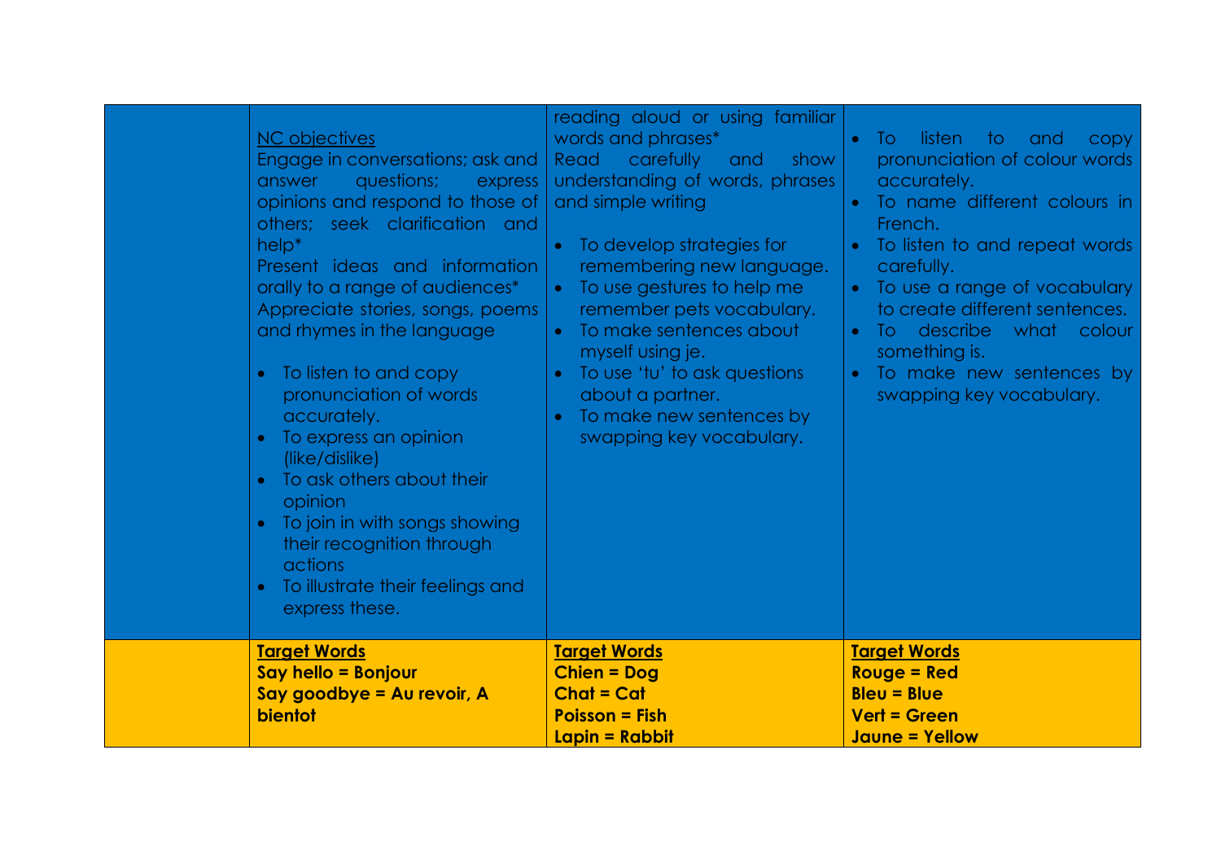| | | | |
|---|---|---|---|
| | NC objectives<br>Engage in conversations; ask and answer questions; express opinions and respond to those of others; seek clarification and help*<br>Present ideas and information orally to a range of audiences*<br>Appreciate stories, songs, poems and rhymes in the language<br><br>• To listen to and copy pronunciation of words accurately.<br>• To express an opinion (like/dislike)<br>• To ask others about their opinion<br>• To join in with songs showing their recognition through actions<br>• To illustrate their feelings and express these. | reading aloud or using familiar words and phrases*<br>Read carefully and show understanding of words, phrases and simple writing<br><br>• To develop strategies for remembering new language.<br>• To use gestures to help me remember pets vocabulary.<br>• To make sentences about myself using je.<br>• To use 'tu' to ask questions about a partner.<br>• To make new sentences by swapping key vocabulary. | • To listen to and copy pronunciation of colour words accurately.<br>• To name different colours in French.<br>• To listen to and repeat words carefully.<br>• To use a range of vocabulary to create different sentences.<br>• To describe what colour something is.<br>• To make new sentences by swapping key vocabulary. |
| | **Target Words**<br>**Say hello = Bonjour**<br>**Say goodbye = Au revoir, A bientot** | **Target Words**<br>**Chien = Dog**<br>**Chat = Cat**<br>**Poisson = Fish**<br>**Lapin = Rabbit** | **Target Words**<br>**Rouge = Red**<br>**Bleu = Blue**<br>**Vert = Green**<br>**Jaune = Yellow** |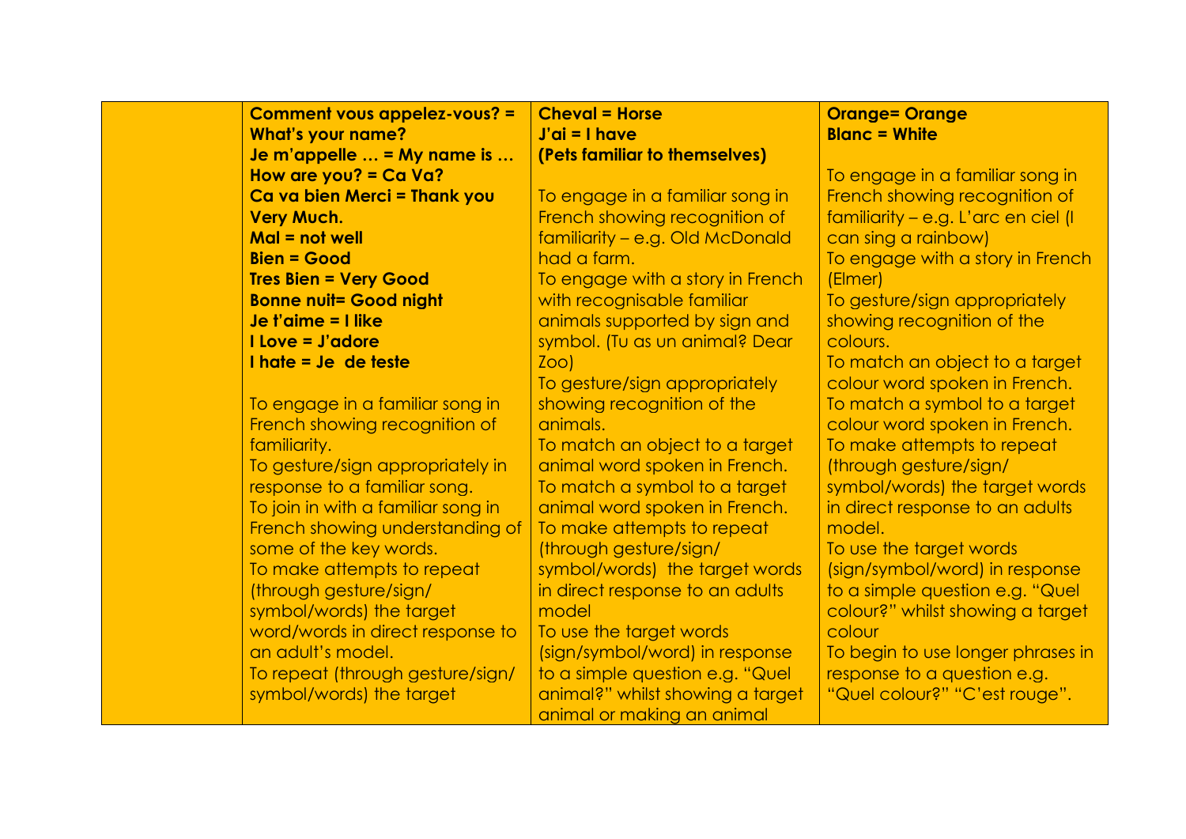| | | | |
|---|---|---|---|
| | **Comment vous appelez-vous? = What's your name?**<br>**Je m'appelle … = My name is …**<br>**How are you? = Ca Va?**<br>**Ca va bien Merci = Thank you Very Much.**<br>**Mal = not well**<br>**Bien = Good**<br>**Tres Bien = Very Good**<br>**Bonne nuit= Good night**<br>**Je t'aime = I like**<br>**I Love = J'adore**<br>**I hate = Je de teste**<br><br>To engage in a familiar song in French showing recognition of familiarity.<br>To gesture/sign appropriately in response to a familiar song.<br>To join in with a familiar song in French showing understanding of some of the key words.<br>To make attempts to repeat (through gesture/sign/ symbol/words) the target word/words in direct response to an adult's model.<br>To repeat (through gesture/sign/ symbol/words) the target | **Cheval = Horse**<br>**J'ai = I have**<br>**(Pets familiar to themselves)**<br><br>To engage in a familiar song in French showing recognition of familiarity – e.g. Old McDonald had a farm.<br>To engage with a story in French with recognisable familiar animals supported by sign and symbol. (Tu as un animal? Dear Zoo)<br>To gesture/sign appropriately showing recognition of the animals.<br>To match an object to a target animal word spoken in French.<br>To match a symbol to a target animal word spoken in French.<br>To make attempts to repeat (through gesture/sign/ symbol/words) the target words in direct response to an adults model<br>To use the target words (sign/symbol/word) in response to a simple question e.g. "Quel animal?" whilst showing a target animal or making an animal | **Orange= Orange**<br>**Blanc = White**<br><br>To engage in a familiar song in French showing recognition of familiarity – e.g. L'arc en ciel (I can sing a rainbow)<br>To engage with a story in French (Elmer)<br>To gesture/sign appropriately showing recognition of the colours.<br>To match an object to a target colour word spoken in French.<br>To match a symbol to a target colour word spoken in French.<br>To make attempts to repeat (through gesture/sign/ symbol/words) the target words in direct response to an adults model.<br>To use the target words (sign/symbol/word) in response to a simple question e.g. "Quel colour?" whilst showing a target colour<br>To begin to use longer phrases in response to a question e.g. "Quel colour?" "C'est rouge". |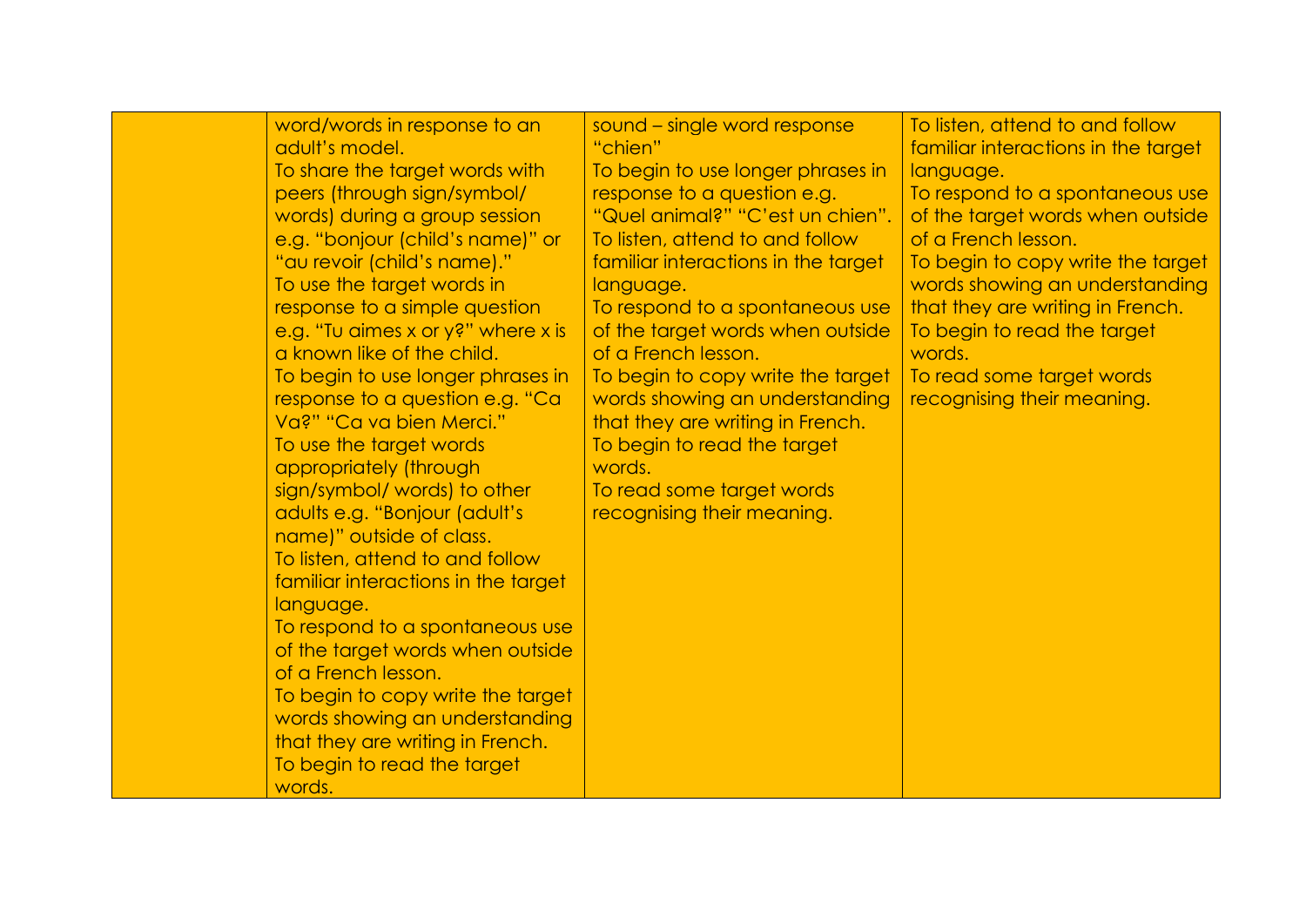| | | | |
|---|---|---|---|
| | word/words in response to an adult's model.<br>To share the target words with peers (through sign/symbol/ words) during a group session e.g. "bonjour (child's name)" or "au revoir (child's name)."<br>To use the target words in response to a simple question e.g. "Tu aimes x or y?" where x is a known like of the child.<br>To begin to use longer phrases in response to a question e.g. "Ca Va?" "Ca va bien Merci."<br>To use the target words appropriately (through sign/symbol/ words) to other adults e.g. "Bonjour (adult's name)" outside of class.<br>To listen, attend to and follow familiar interactions in the target language.<br>To respond to a spontaneous use of the target words when outside of a French lesson.<br>To begin to copy write the target words showing an understanding that they are writing in French.<br>To begin to read the target words. | sound – single word response "chien"<br>To begin to use longer phrases in response to a question e.g. "Quel animal?" "C'est un chien".<br>To listen, attend to and follow familiar interactions in the target language.<br>To respond to a spontaneous use of the target words when outside of a French lesson.<br>To begin to copy write the target words showing an understanding that they are writing in French.<br>To begin to read the target words.<br>To read some target words recognising their meaning. | To listen, attend to and follow familiar interactions in the target language.<br>To respond to a spontaneous use of the target words when outside of a French lesson.<br>To begin to copy write the target words showing an understanding that they are writing in French.<br>To begin to read the target words.<br>To read some target words recognising their meaning. |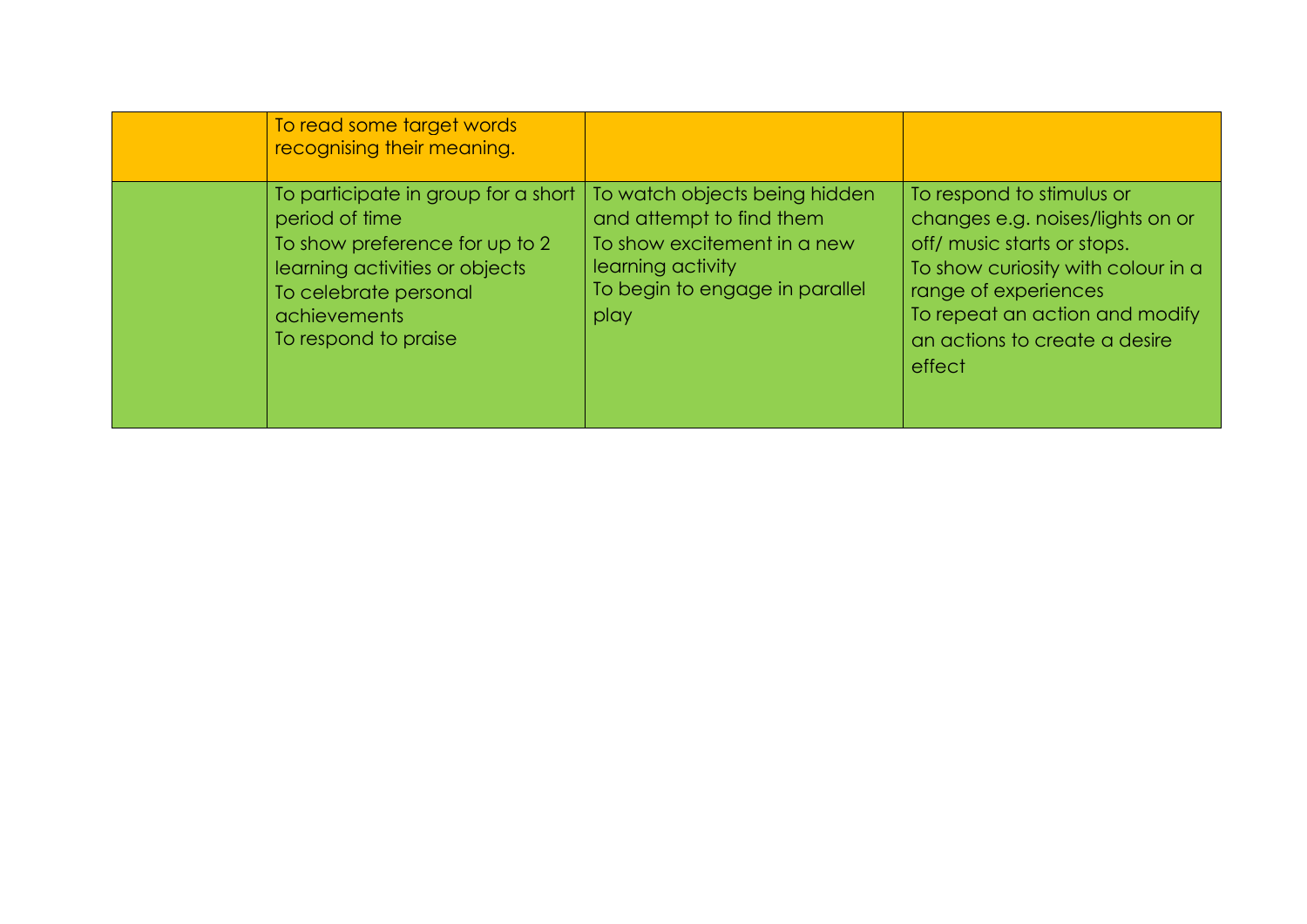|  | To read some target words recognising their meaning. |  |  |
|---|---|---|---|
|  | To participate in group for a short period of time<br>To show preference for up to 2 learning activities or objects<br>To celebrate personal achievements<br>To respond to praise | To watch objects being hidden and attempt to find them<br>To show excitement in a new learning activity<br>To begin to engage in parallel play | To respond to stimulus or changes e.g. noises/lights on or off/ music starts or stops.<br>To show curiosity with colour in a range of experiences<br>To repeat an action and modify an actions to create a desire effect |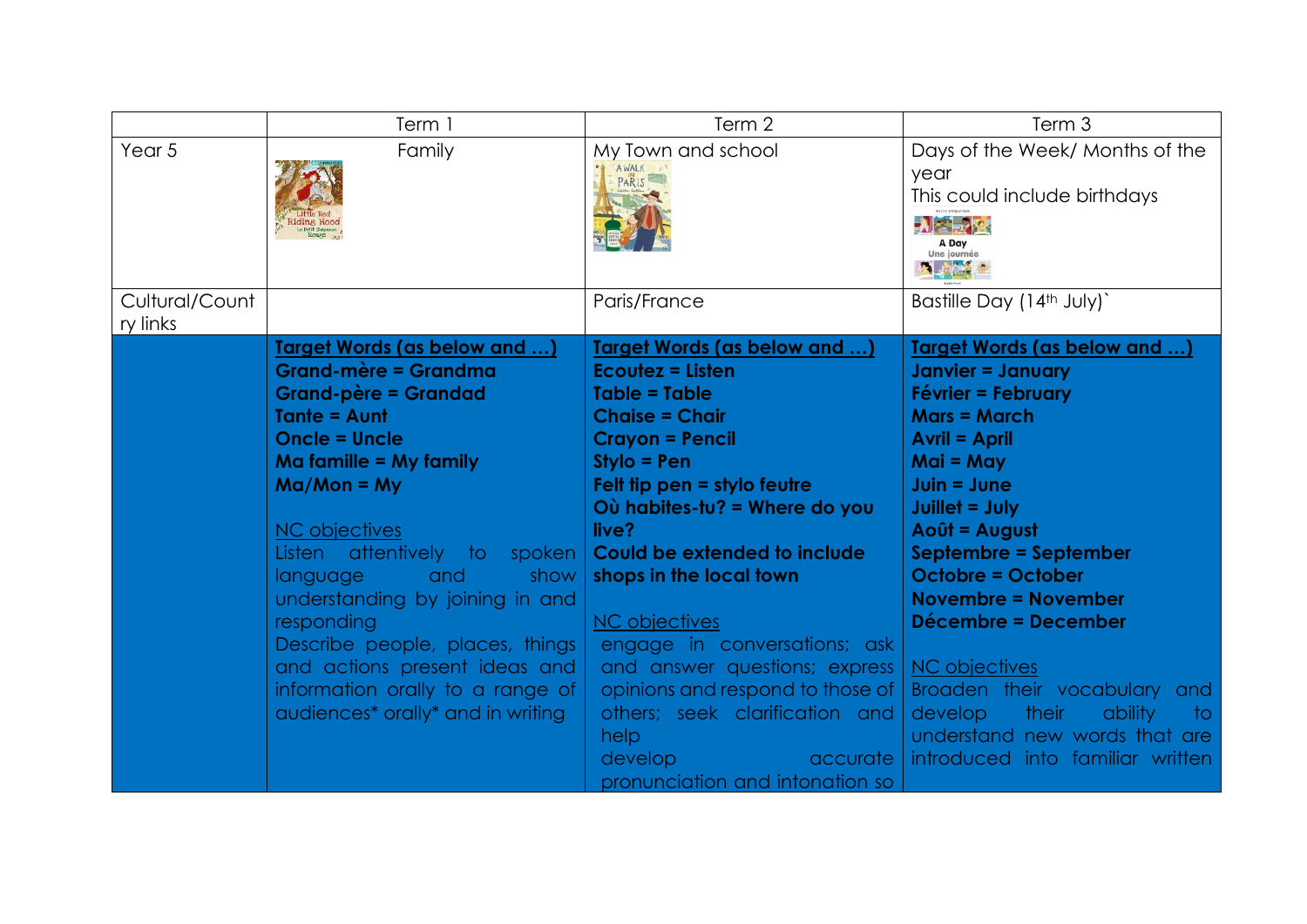| | Term 1 | Term 2 | Term 3 |
|---|---|---|---|
| Year 5 | Family | My Town and school | Days of the Week/ Months of the year<br>This could include birthdays |
| Cultural/Country links | | Paris/France | Bastille Day (14th July)` |
| | **Target Words (as below and …)**<br>**Grand-mère = Grandma**<br>**Grand-père = Grandad**<br>**Tante = Aunt**<br>**Oncle = Uncle**<br>**Ma famille = My family**<br>**Ma/Mon = My**<br><br>NC objectives<br>Listen attentively to spoken language and show understanding by joining in and responding<br>Describe people, places, things and actions present ideas and information orally to a range of audiences* orally* and in writing | **Target Words (as below and …)**<br>**Ecoutez = Listen**<br>**Table = Table**<br>**Chaise = Chair**<br>**Crayon = Pencil**<br>**Stylo = Pen**<br>**Felt tip pen = stylo feutre**<br>**Où habites-tu? = Where do you live?**<br>**Could be extended to include shops in the local town**<br><br>NC objectives<br>engage in conversations; ask and answer questions; express opinions and respond to those of others; seek clarification and help<br>develop accurate pronunciation and intonation so | **Target Words (as below and …)**<br>**Janvier = January**<br>**Février = February**<br>**Mars = March**<br>**Avril = April**<br>**Mai = May**<br>**Juin = June**<br>**Juillet = July**<br>**Août = August**<br>**Septembre = September**<br>**Octobre = October**<br>**Novembre = November**<br>**Décembre = December**<br><br>NC objectives<br>Broaden their vocabulary and develop their ability to understand new words that are introduced into familiar written |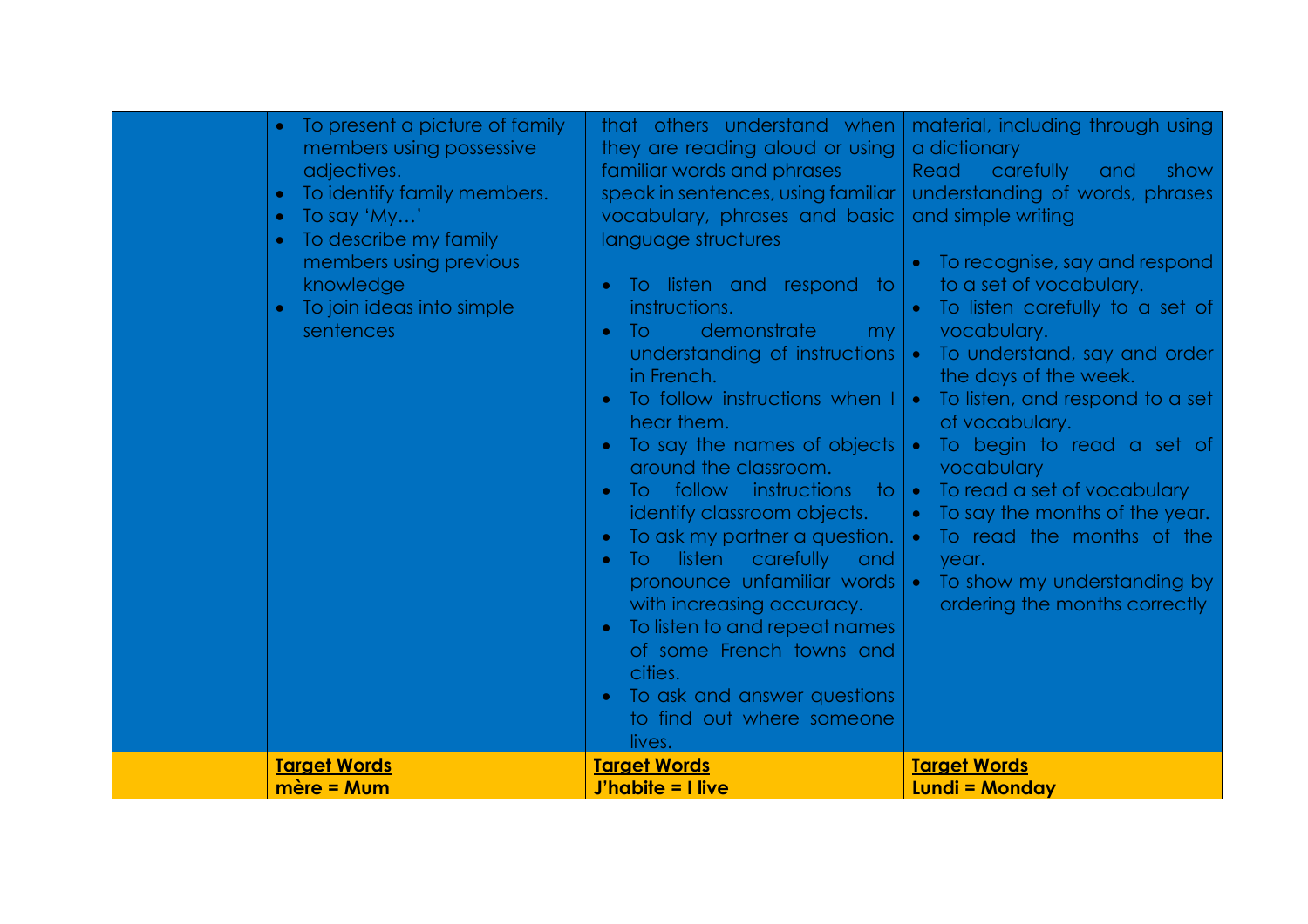| | | | |
|---|---|---|---|
| | • To present a picture of family members using possessive adjectives.<br>• To identify family members.<br>• To say 'My…'<br>• To describe my family members using previous knowledge<br>• To join ideas into simple sentences | that others understand when they are reading aloud or using familiar words and phrases<br>speak in sentences, using familiar vocabulary, phrases and basic language structures<br><br>• To listen and respond to instructions.<br>• To demonstrate my understanding of instructions in French.<br>• To follow instructions when I hear them.<br>• To say the names of objects around the classroom.<br>• To follow instructions to identify classroom objects.<br>• To ask my partner a question.<br>• To listen carefully and pronounce unfamiliar words with increasing accuracy.<br>• To listen to and repeat names of some French towns and cities.<br>• To ask and answer questions to find out where someone lives. | material, including through using a dictionary<br>Read carefully and show understanding of words, phrases and simple writing<br><br>• To recognise, say and respond to a set of vocabulary.<br>• To listen carefully to a set of vocabulary.<br>• To understand, say and order the days of the week.<br>• To listen, and respond to a set of vocabulary.<br>• To begin to read a set of vocabulary<br>• To read a set of vocabulary<br>• To say the months of the year.<br>• To read the months of the year.<br>• To show my understanding by ordering the months correctly |
| | **Target Words**<br>**mère = Mum** | **Target Words**<br>**J'habite = I live** | **Target Words**<br>**Lundi = Monday** |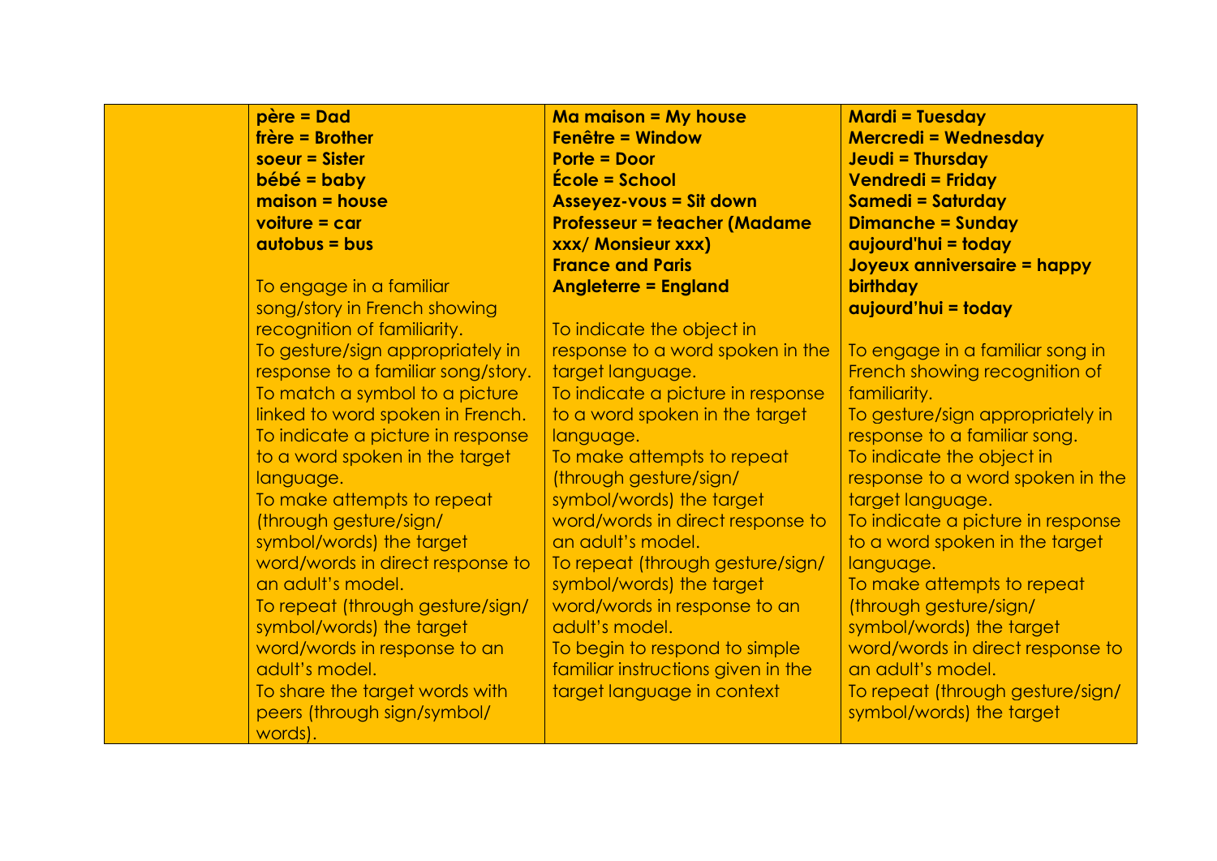| | | | |
|---|---|---|---|
| | **père = Dad**<br>**frère = Brother**<br>**soeur = Sister**<br>**bébé = baby**<br>**maison = house**<br>**voiture = car**<br>**autobus = bus**<br><br>To engage in a familiar song/story in French showing recognition of familiarity.<br>To gesture/sign appropriately in response to a familiar song/story.<br>To match a symbol to a picture linked to word spoken in French.<br>To indicate a picture in response to a word spoken in the target language.<br>To make attempts to repeat (through gesture/sign/ symbol/words) the target word/words in direct response to an adult's model.<br>To repeat (through gesture/sign/ symbol/words) the target word/words in response to an adult's model.<br>To share the target words with peers (through sign/symbol/ words). | **Ma maison = My house**<br>**Fenêtre = Window**<br>**Porte = Door**<br>**École = School**<br>**Asseyez-vous = Sit down**<br>**Professeur = teacher (Madame xxx/ Monsieur xxx)**<br>**France and Paris**<br>**Angleterre = England**<br><br>To indicate the object in response to a word spoken in the target language.<br>To indicate a picture in response to a word spoken in the target language.<br>To make attempts to repeat (through gesture/sign/ symbol/words) the target word/words in direct response to an adult's model.<br>To repeat (through gesture/sign/ symbol/words) the target word/words in response to an adult's model.<br>To begin to respond to simple familiar instructions given in the target language in context | **Mardi = Tuesday**<br>**Mercredi = Wednesday**<br>**Jeudi = Thursday**<br>**Vendredi = Friday**<br>**Samedi = Saturday**<br>**Dimanche = Sunday**<br>**aujourd'hui = today**<br>**Joyeux anniversaire = happy birthday**<br>**aujourd'hui = today**<br><br>To engage in a familiar song in French showing recognition of familiarity.<br>To gesture/sign appropriately in response to a familiar song.<br>To indicate the object in response to a word spoken in the target language.<br>To indicate a picture in response to a word spoken in the target language.<br>To make attempts to repeat (through gesture/sign/ symbol/words) the target word/words in direct response to an adult's model.<br>To repeat (through gesture/sign/ symbol/words) the target |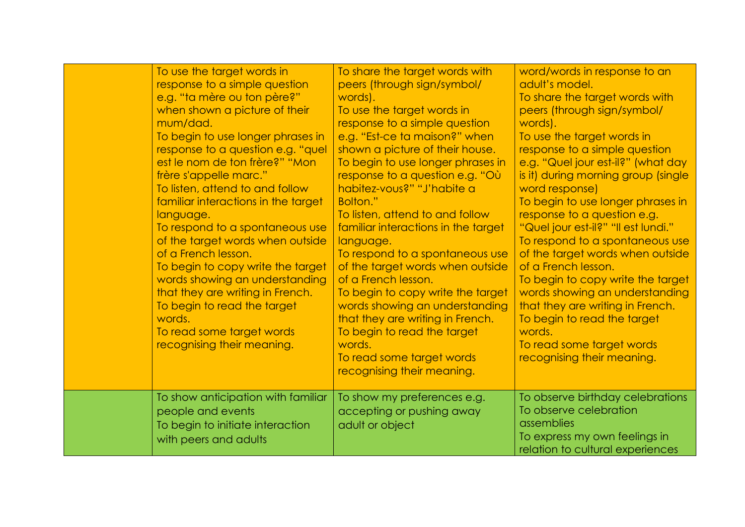|  |  |  |  |
|---|---|---|---|
|  | To use the target words in response to a simple question e.g. "ta mère ou ton père?" when shown a picture of their mum/dad.<br>To begin to use longer phrases in response to a question e.g. "quel est le nom de ton frère?" "Mon frère s'appelle marc."<br>To listen, attend to and follow familiar interactions in the target language.<br>To respond to a spontaneous use of the target words when outside of a French lesson.<br>To begin to copy write the target words showing an understanding that they are writing in French.<br>To begin to read the target words.<br>To read some target words recognising their meaning. | To share the target words with peers (through sign/symbol/ words).<br>To use the target words in response to a simple question e.g. "Est-ce ta maison?" when shown a picture of their house.<br>To begin to use longer phrases in response to a question e.g. "Où habitez-vous?" "J'habite a Bolton."<br>To listen, attend to and follow familiar interactions in the target language.<br>To respond to a spontaneous use of the target words when outside of a French lesson.<br>To begin to copy write the target words showing an understanding that they are writing in French.<br>To begin to read the target words.<br>To read some target words recognising their meaning. | word/words in response to an adult's model.<br>To share the target words with peers (through sign/symbol/ words).<br>To use the target words in response to a simple question e.g. "Quel jour est-il?" (what day is it) during morning group (single word response)<br>To begin to use longer phrases in response to a question e.g. "Quel jour est-il?" "Il est lundi."<br>To respond to a spontaneous use of the target words when outside of a French lesson.<br>To begin to copy write the target words showing an understanding that they are writing in French.<br>To begin to read the target words.<br>To read some target words recognising their meaning. |
|  | To show anticipation with familiar people and events<br>To begin to initiate interaction with peers and adults | To show my preferences e.g. accepting or pushing away adult or object | To observe birthday celebrations<br>To observe celebration assemblies<br>To express my own feelings in relation to cultural experiences |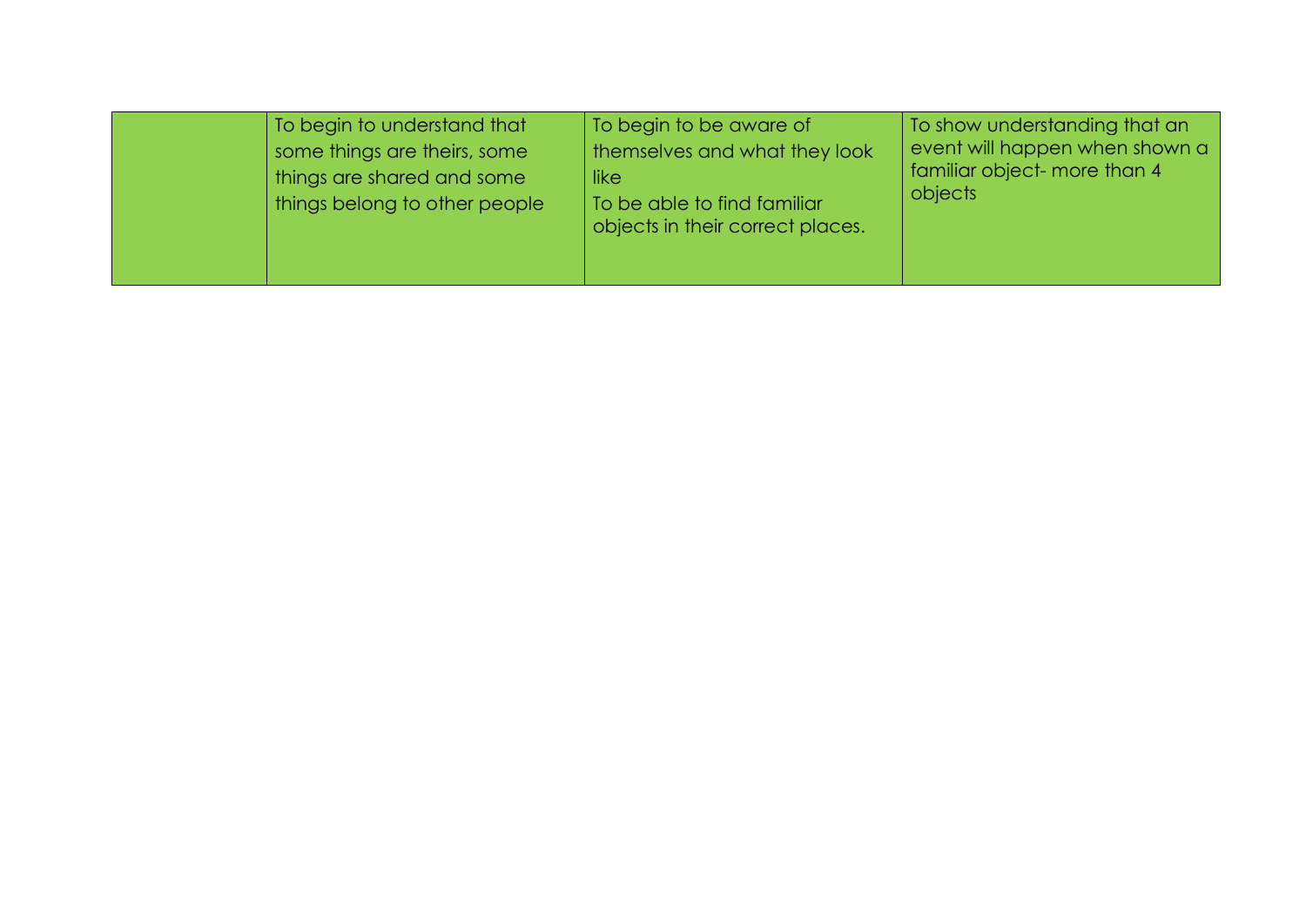|  | To begin to understand that some things are theirs, some things are shared and some things belong to other people | To begin to be aware of themselves and what they look like<br>To be able to find familiar objects in their correct places. | To show understanding that an event will happen when shown a familiar object- more than 4 objects |
|---|---|---|---|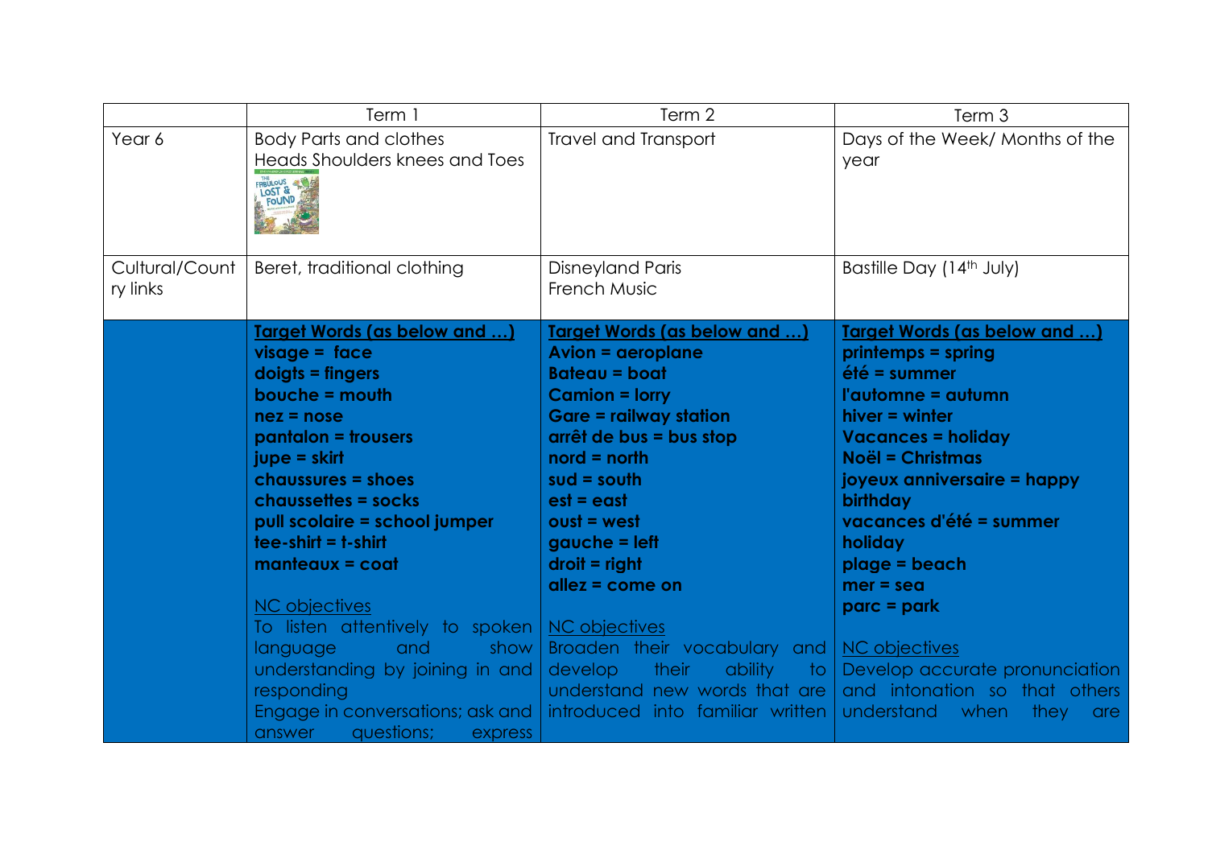| | Term 1 | Term 2 | Term 3 |
|---|---|---|---|
| Year 6 | Body Parts and clothes<br>Heads Shoulders knees and Toes | Travel and Transport | Days of the Week/ Months of the year |
| Cultural/Country links | Beret, traditional clothing | Disneyland Paris<br>French Music | Bastille Day (14th July) |
| | **Target Words (as below and …)**<br>**visage = face**<br>**doigts = fingers**<br>**bouche = mouth**<br>**nez = nose**<br>**pantalon = trousers**<br>**jupe = skirt**<br>**chaussures = shoes**<br>**chaussettes = socks**<br>**pull scolaire = school jumper**<br>**tee-shirt = t-shirt**<br>**manteaux = coat**<br><br>NC objectives<br>To listen attentively to spoken language and show understanding by joining in and responding<br>Engage in conversations; ask and answer questions; express | **Target Words (as below and …)**<br>**Avion = aeroplane**<br>**Bateau = boat**<br>**Camion = lorry**<br>**Gare = railway station**<br>**arrêt de bus = bus stop**<br>**nord = north**<br>**sud = south**<br>**est = east**<br>**oust = west**<br>**gauche = left**<br>**droit = right**<br>**allez = come on**<br><br>NC objectives<br>Broaden their vocabulary and develop their ability to understand new words that are introduced into familiar written | **Target Words (as below and …)**<br>**printemps = spring**<br>**été = summer**<br>**l'automne = autumn**<br>**hiver = winter**<br>**Vacances = holiday**<br>**Noël = Christmas**<br>**joyeux anniversaire = happy birthday**<br>**vacances d'été = summer holiday**<br>**plage = beach**<br>**mer = sea**<br>**parc = park**<br><br>NC objectives<br>Develop accurate pronunciation and intonation so that others understand when they are |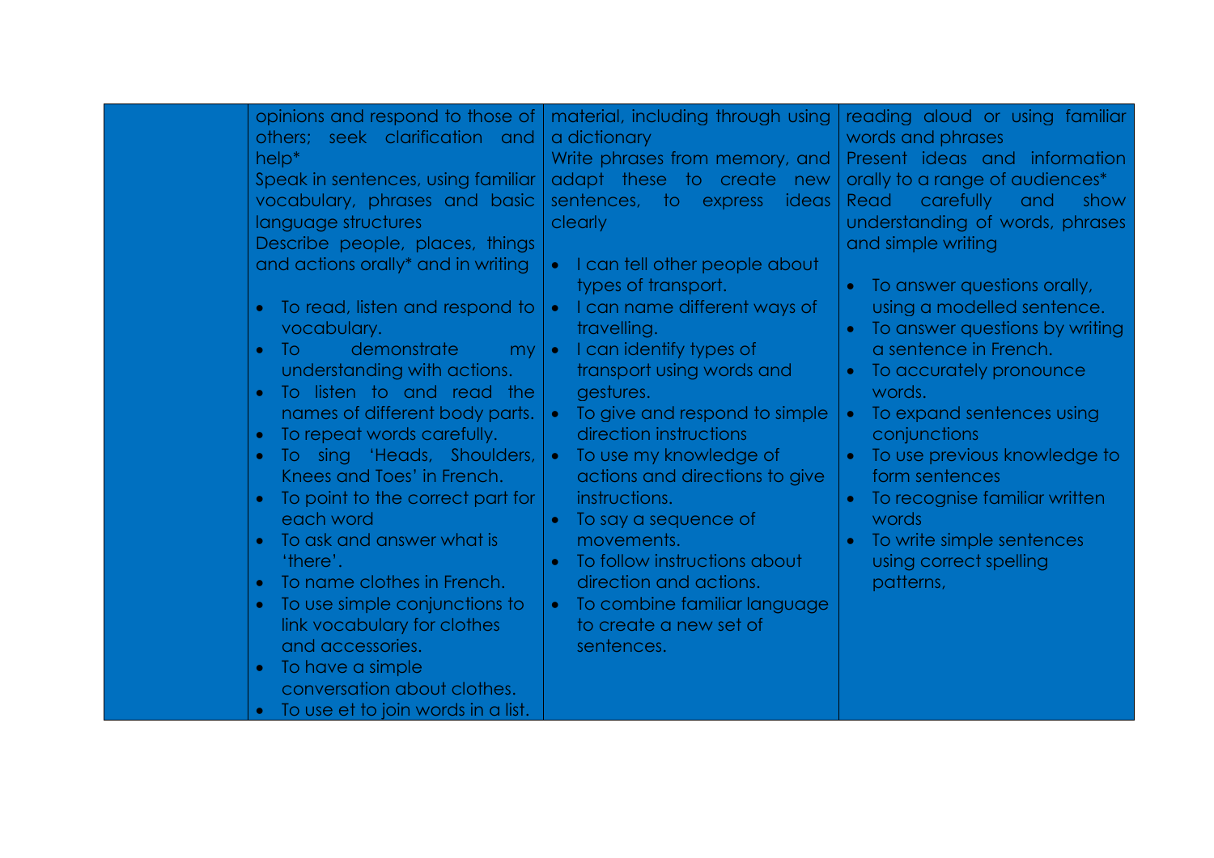| | | | |
|---|---|---|---|
| | opinions and respond to those of others; seek clarification and help*<br>Speak in sentences, using familiar vocabulary, phrases and basic language structures<br>Describe people, places, things and actions orally* and in writing<br><br>• To read, listen and respond to vocabulary.<br>• To demonstrate my understanding with actions.<br>• To listen to and read the names of different body parts.<br>• To repeat words carefully.<br>• To sing 'Heads, Shoulders, Knees and Toes' in French.<br>• To point to the correct part for each word<br>• To ask and answer what is 'there'.<br>• To name clothes in French.<br>• To use simple conjunctions to link vocabulary for clothes and accessories.<br>• To have a simple conversation about clothes.<br>• To use et to join words in a list. | material, including through using a dictionary<br>Write phrases from memory, and adapt these to create new sentences, to express ideas clearly<br><br>• I can tell other people about types of transport.<br>• I can name different ways of travelling.<br>• I can identify types of transport using words and gestures.<br>• To give and respond to simple direction instructions<br>• To use my knowledge of actions and directions to give instructions.<br>• To say a sequence of movements.<br>• To follow instructions about direction and actions.<br>• To combine familiar language to create a new set of sentences. | reading aloud or using familiar words and phrases<br>Present ideas and information orally to a range of audiences*<br>Read carefully and show understanding of words, phrases and simple writing<br><br>• To answer questions orally, using a modelled sentence.<br>• To answer questions by writing a sentence in French.<br>• To accurately pronounce words.<br>• To expand sentences using conjunctions<br>• To use previous knowledge to form sentences<br>• To recognise familiar written words<br>• To write simple sentences using correct spelling patterns, |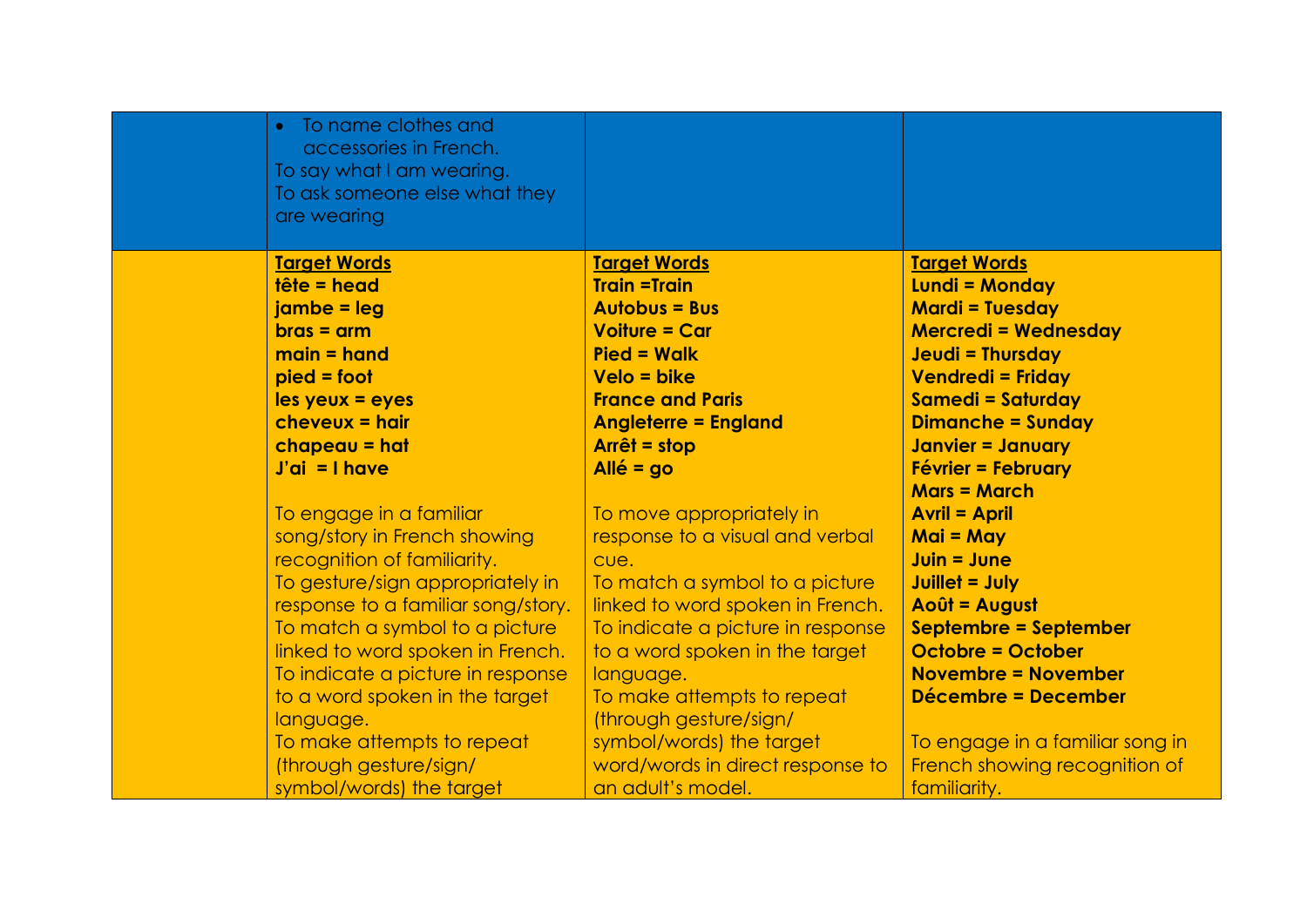| | | | |
|---|---|---|---|
| | • To name clothes and accessories in French.<br>To say what I am wearing.<br>To ask someone else what they are wearing | | |
| | **Target Words**<br>**tête = head**<br>**jambe = leg**<br>**bras = arm**<br>**main = hand**<br>**pied = foot**<br>**les yeux = eyes**<br>**cheveux = hair**<br>**chapeau = hat**<br>**J'ai = I have**<br><br>To engage in a familiar song/story in French showing recognition of familiarity.<br>To gesture/sign appropriately in response to a familiar song/story.<br>To match a symbol to a picture linked to word spoken in French.<br>To indicate a picture in response to a word spoken in the target language.<br>To make attempts to repeat (through gesture/sign/ symbol/words) the target | **Target Words**<br>**Train =Train**<br>**Autobus = Bus**<br>**Voiture = Car**<br>**Pied = Walk**<br>**Velo = bike**<br>**France and Paris**<br>**Angleterre = England**<br>**Arrêt = stop**<br>**Allé = go**<br><br>To move appropriately in response to a visual and verbal cue.<br>To match a symbol to a picture linked to word spoken in French.<br>To indicate a picture in response to a word spoken in the target language.<br>To make attempts to repeat (through gesture/sign/ symbol/words) the target word/words in direct response to an adult's model. | **Target Words**<br>**Lundi = Monday**<br>**Mardi = Tuesday**<br>**Mercredi = Wednesday**<br>**Jeudi = Thursday**<br>**Vendredi = Friday**<br>**Samedi = Saturday**<br>**Dimanche = Sunday**<br>**Janvier = January**<br>**Février = February**<br>**Mars = March**<br>**Avril = April**<br>**Mai = May**<br>**Juin = June**<br>**Juillet = July**<br>**Août = August**<br>**Septembre = September**<br>**Octobre = October**<br>**Novembre = November**<br>**Décembre = December**<br><br>To engage in a familiar song in French showing recognition of familiarity. |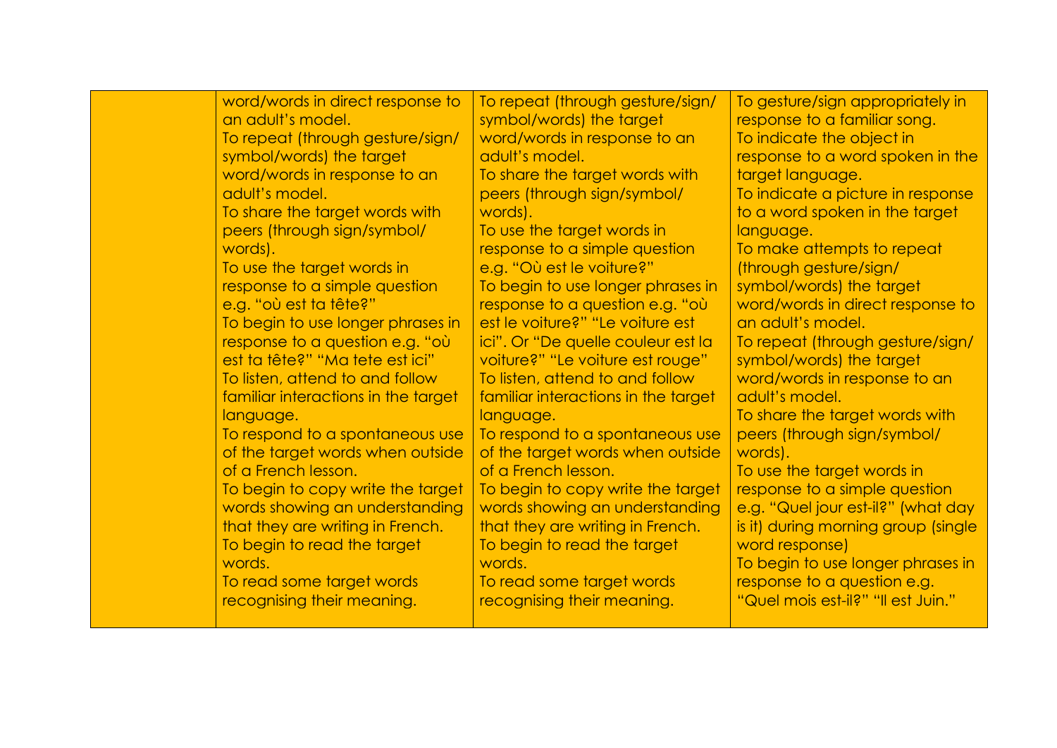| | | | |
|---|---|---|---|
| | word/words in direct response to an adult's model.<br>To repeat (through gesture/sign/ symbol/words) the target word/words in response to an adult's model.<br>To share the target words with peers (through sign/symbol/ words).<br>To use the target words in response to a simple question e.g. "où est ta tête?"<br>To begin to use longer phrases in response to a question e.g. "où est ta tête?" "Ma tete est ici"<br>To listen, attend to and follow familiar interactions in the target language.<br>To respond to a spontaneous use of the target words when outside of a French lesson.<br>To begin to copy write the target words showing an understanding that they are writing in French.<br>To begin to read the target words.<br>To read some target words recognising their meaning. | To repeat (through gesture/sign/ symbol/words) the target word/words in response to an adult's model.<br>To share the target words with peers (through sign/symbol/ words).<br>To use the target words in response to a simple question e.g. "Où est le voiture?"<br>To begin to use longer phrases in response to a question e.g. "où est le voiture?" "Le voiture est ici". Or "De quelle couleur est la voiture?" "Le voiture est rouge"<br>To listen, attend to and follow familiar interactions in the target language.<br>To respond to a spontaneous use of the target words when outside of a French lesson.<br>To begin to copy write the target words showing an understanding that they are writing in French.<br>To begin to read the target words.<br>To read some target words recognising their meaning. | To gesture/sign appropriately in response to a familiar song.<br>To indicate the object in response to a word spoken in the target language.<br>To indicate a picture in response to a word spoken in the target language.<br>To make attempts to repeat (through gesture/sign/ symbol/words) the target word/words in direct response to an adult's model.<br>To repeat (through gesture/sign/ symbol/words) the target word/words in response to an adult's model.<br>To share the target words with peers (through sign/symbol/ words).<br>To use the target words in response to a simple question e.g. "Quel jour est-il?" (what day is it) during morning group (single word response)<br>To begin to use longer phrases in response to a question e.g. "Quel mois est-il?" "Il est Juin." |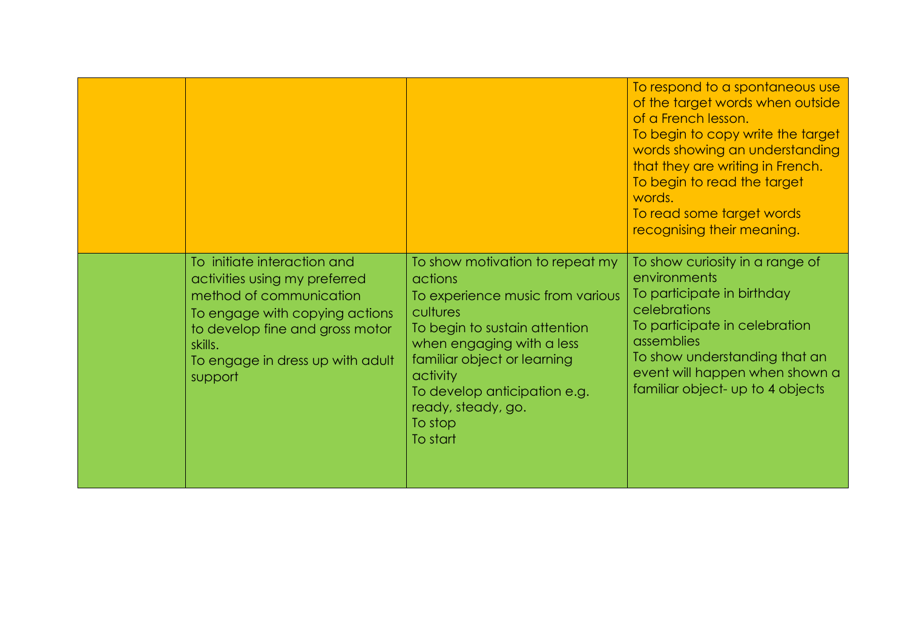|  |  |  |  |
|---|---|---|---|
|  |  |  | To respond to a spontaneous use of the target words when outside of a French lesson.<br>To begin to copy write the target words showing an understanding that they are writing in French.<br>To begin to read the target words.<br>To read some target words recognising their meaning. |
|  | To initiate interaction and activities using my preferred method of communication<br>To engage with copying actions to develop fine and gross motor skills.<br>To engage in dress up with adult support | To show motivation to repeat my actions<br>To experience music from various cultures<br>To begin to sustain attention when engaging with a less familiar object or learning activity<br>To develop anticipation e.g. ready, steady, go.<br>To stop<br>To start | To show curiosity in a range of environments<br>To participate in birthday celebrations<br>To participate in celebration assemblies<br>To show understanding that an event will happen when shown a familiar object- up to 4 objects |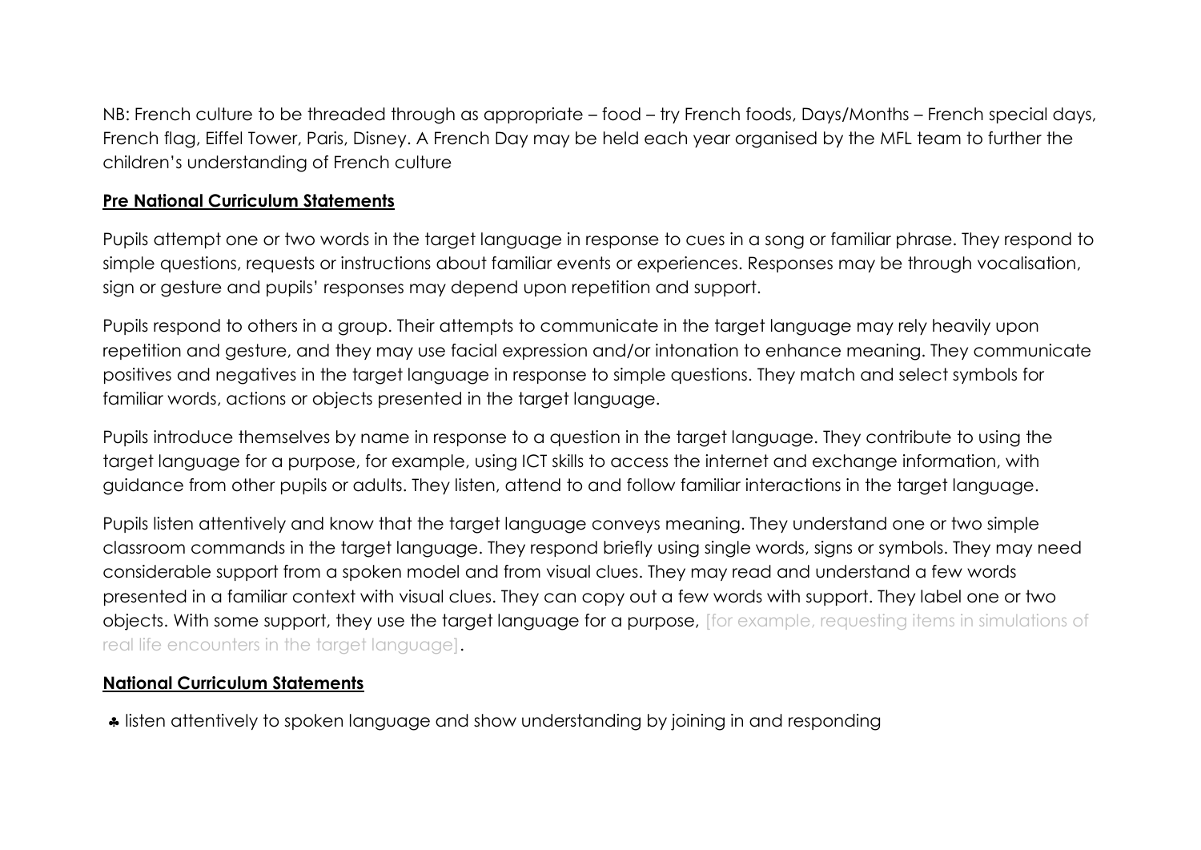NB: French culture to be threaded through as appropriate – food – try French foods, Days/Months – French special days, French flag, Eiffel Tower, Paris, Disney. A French Day may be held each year organised by the MFL team to further the children's understanding of French culture

**Pre National Curriculum Statements**

Pupils attempt one or two words in the target language in response to cues in a song or familiar phrase. They respond to simple questions, requests or instructions about familiar events or experiences. Responses may be through vocalisation, sign or gesture and pupils' responses may depend upon repetition and support.

Pupils respond to others in a group. Their attempts to communicate in the target language may rely heavily upon repetition and gesture, and they may use facial expression and/or intonation to enhance meaning. They communicate positives and negatives in the target language in response to simple questions. They match and select symbols for familiar words, actions or objects presented in the target language.

Pupils introduce themselves by name in response to a question in the target language. They contribute to using the target language for a purpose, for example, using ICT skills to access the internet and exchange information, with guidance from other pupils or adults. They listen, attend to and follow familiar interactions in the target language.

Pupils listen attentively and know that the target language conveys meaning. They understand one or two simple classroom commands in the target language. They respond briefly using single words, signs or symbols. They may need considerable support from a spoken model and from visual clues. They may read and understand a few words presented in a familiar context with visual clues. They can copy out a few words with support. They label one or two objects. With some support, they use the target language for a purpose, [for example, requesting items in simulations of real life encounters in the target language].

**National Curriculum Statements**

- listen attentively to spoken language and show understanding by joining in and responding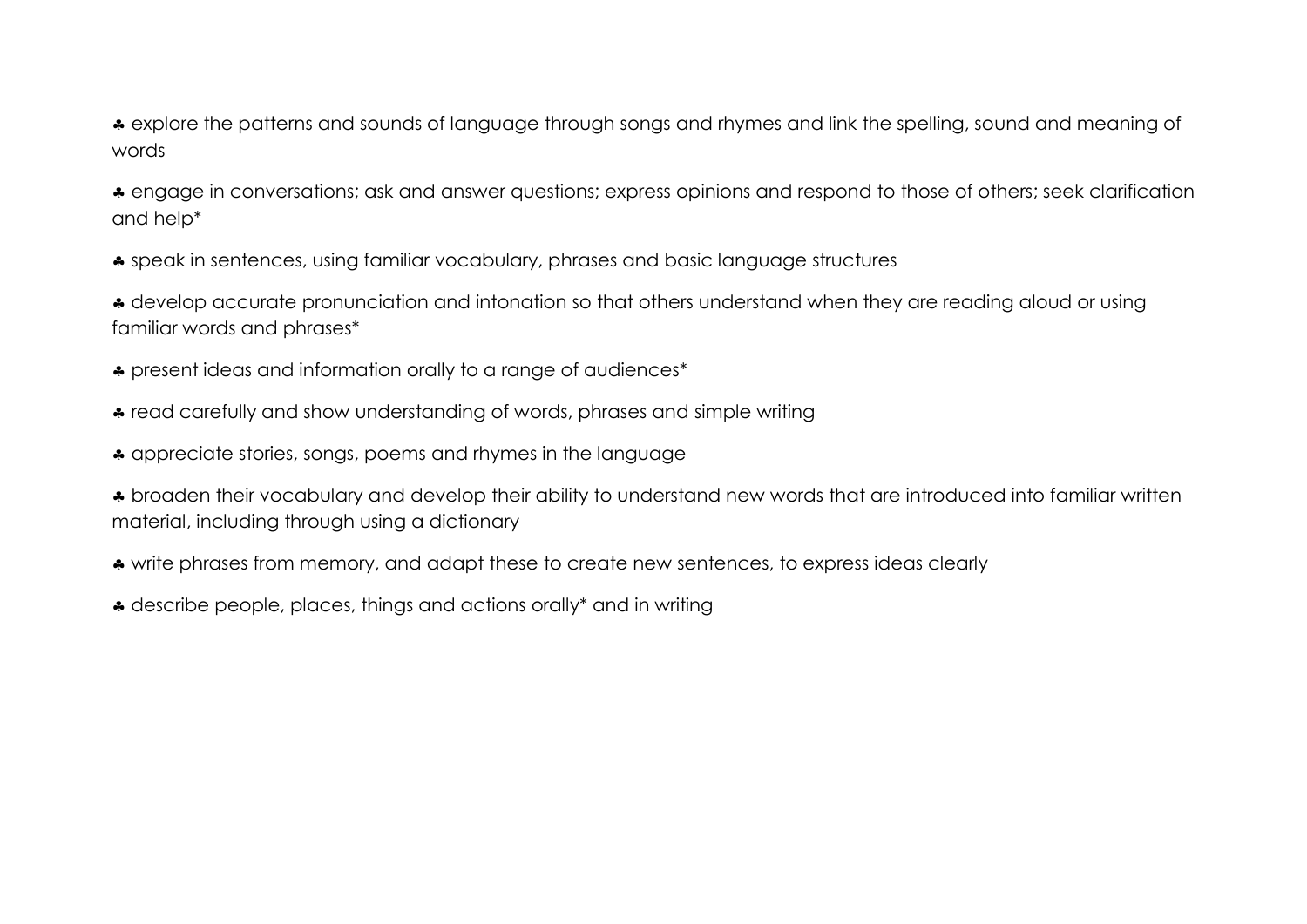♣ explore the patterns and sounds of language through songs and rhymes and link the spelling, sound and meaning of words

♣ engage in conversations; ask and answer questions; express opinions and respond to those of others; seek clarification and help*

♣ speak in sentences, using familiar vocabulary, phrases and basic language structures

♣ develop accurate pronunciation and intonation so that others understand when they are reading aloud or using familiar words and phrases*

♣ present ideas and information orally to a range of audiences*

♣ read carefully and show understanding of words, phrases and simple writing

♣ appreciate stories, songs, poems and rhymes in the language

♣ broaden their vocabulary and develop their ability to understand new words that are introduced into familiar written material, including through using a dictionary

♣ write phrases from memory, and adapt these to create new sentences, to express ideas clearly

♣ describe people, places, things and actions orally* and in writing